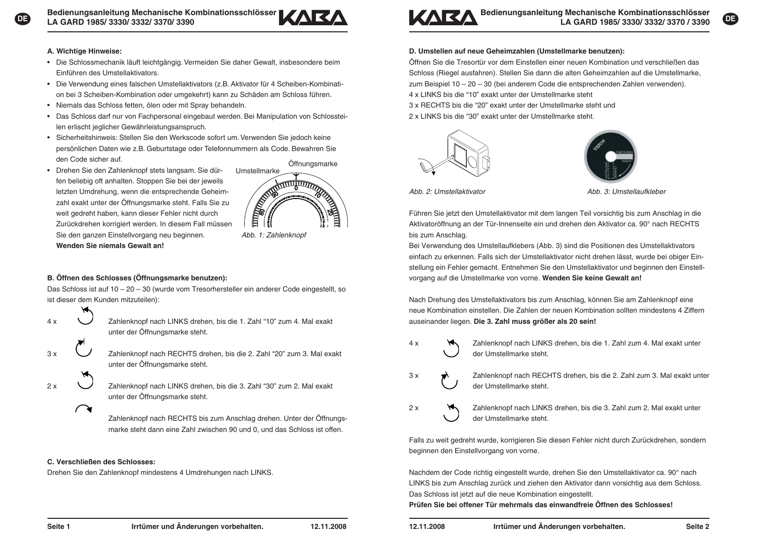### A. Wichtige Hinweise:

- Die Schlossmechanik läuft leichtgängig. Vermeiden Sie daher Gewalt, insbesondere beim Einführen des Umstellaktivators.
- Die Verwendung eines falschen Umstellaktivators (z.B. Aktivator für 4 Scheiben-Kombination bei 3 Scheiben-Kombination oder umgekehrt) kann zu Schäden am Schloss führen.
- Niemals das Schloss fetten, ölen oder mit Spray behandeln.
- Das Schloss darf nur von Fachpersonal eingebaut werden. Bei Manipulation von Schlossteilen erlischt jeglicher Gewährleistungsanspruch.
- Sicherheitshinweis: Stellen Sie den Werkscode sofort um. Verwenden Sie jedoch keine persönlichen Daten wie z.B. Geburtstage oder Telefonnummern als Code. Bewahren Sie den Code sicher auf.
- Drehen Sie den Zahlenknopf stets langsam. Sie dürfen beliebig oft anhalten. Stoppen Sie bei der jeweils letzten Umdrehung, wenn die entsprechende Geheimzahl exakt unter der Öffnungsmarke steht. Falls Sie zu weit gedreht haben, kann dieser Fehler nicht durch Zurückdrehen korrigiert werden. In diesem Fall müssen Sie den ganzen Einstellvorgang neu beginnen. **Wenden Sie niemals Gewalt an!**

Umstellmarke — Öffnungsmarke

*Abb. 1: Zahlenknopf*

### B. Öffnen des Schlosses (Öffnungsmarke benutzen):

Das Schloss ist auf 10 – 20 – 30 (wurde vom Tresorhersteller ein anderer Code eingestellt, so ist dieser dem Kunden mitzuteilen):

4 x — Zahlenknopf nach LINKS drehen, bis die 1. Zahl “10” zum 4. Mal exakt unter der Öffnungsmarke steht.

3 x — Zahlenknopf nach RECHTS drehen, bis die 2. Zahl “20” zum 3. Mal exakt unter der Öffnungsmarke steht.

2 x — Zahlenknopf nach LINKS drehen, bis die 3. Zahl “30” zum 2. Mal exakt unter der Öffnungsmarke steht.

Zahlenknopf nach RECHTS bis zum Anschlag drehen. Unter der Öffnungsmarke steht dann eine Zahl zwischen 90 und 0, und das Schloss ist offen.

### C. Verschließen des Schlosses:

Drehen Sie den Zahlenknopf mindestens 4 Umdrehungen nach LINKS.

### D. Umstellen auf neue Geheimzahlen (Umstellmarke benutzen):

Öffnen Sie die Tresortür vor dem Einstellen einer neuen Kombination und verschließen das Schloss (Riegel ausfahren). Stellen Sie dann die alten Geheimzahlen auf die Umstellmarke, zum Beispiel 10 – 20 – 30 (bei anderem Code die entsprechenden Zahlen verwenden).
4 x LINKS bis die “10” exakt unter der Umstellmarke steht
3 x RECHTS bis die “20” exakt unter der Umstellmarke steht und
2 x LINKS bis die “30” exakt unter der Umstellmarke steht.

*Abb. 2: Umstellaktivator*

*Abb. 3: Umstellaufkleber*

Führen Sie jetzt den Umstellaktivator mit dem langen Teil vorsichtig bis zum Anschlag in die Aktivatoröffnung an der Tür-Innenseite ein und drehen den Aktivator ca. 90° nach RECHTS bis zum Anschlag.
Bei Verwendung des Umstellaufklebers (Abb. 3) sind die Positionen des Umstellaktivators einfach zu erkennen. Falls sich der Umstellaktivator nicht drehen lässt, wurde bei obiger Einstellung ein Fehler gemacht. Entnehmen Sie den Umstellaktivator und beginnen den Einstellvorgang auf die Umstellmarke von vorne. **Wenden Sie keine Gewalt an!**

Nach Drehung des Umstellaktivators bis zum Anschlag, können Sie am Zahlenknopf eine neue Kombination einstellen. Die Zahlen der neuen Kombination sollten mindestens 4 Ziffern auseinander liegen. **Die 3. Zahl muss größer als 20 sein!**

4 x — Zahlenknopf nach LINKS drehen, bis die 1. Zahl zum 4. Mal exakt unter der Umstellmarke steht.

3 x — Zahlenknopf nach RECHTS drehen, bis die 2. Zahl zum 3. Mal exakt unter der Umstellmarke steht.

2 x — Zahlenknopf nach LINKS drehen, bis die 3. Zahl zum 2. Mal exakt unter der Umstellmarke steht.

Falls zu weit gedreht wurde, korrigieren Sie diesen Fehler nicht durch Zurückdrehen, sondern beginnen den Einstellvorgang von vorne.

Nachdem der Code richtig eingestellt wurde, drehen Sie den Umstellaktivator ca. 90° nach LINKS bis zum Anschlag zurück und ziehen den Aktivator dann vorsichtig aus dem Schloss. Das Schloss ist jetzt auf die neue Kombination eingestellt.
**Prüfen Sie bei offener Tür mehrmals das einwandfreie Öffnen des Schlosses!**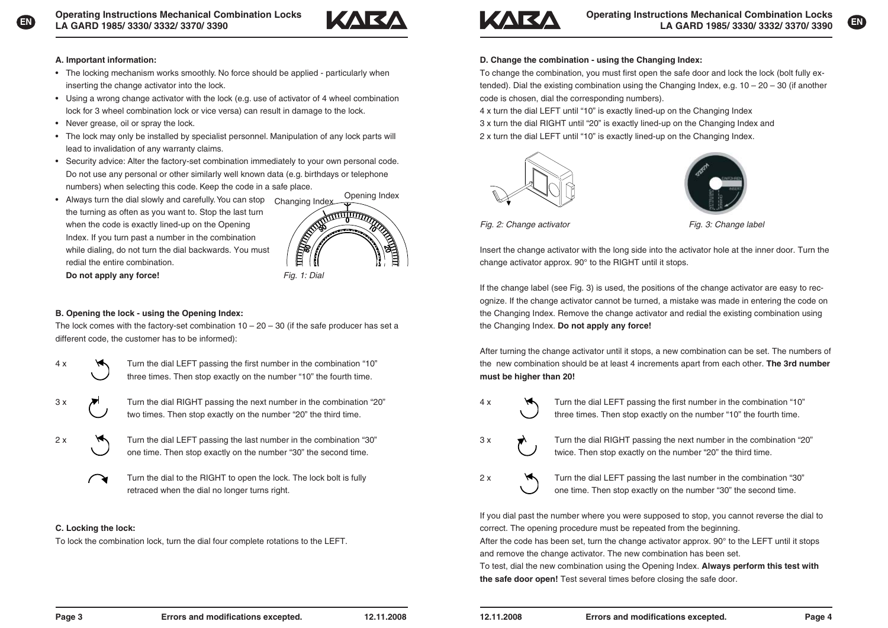## A. Important information:

- The locking mechanism works smoothly. No force should be applied - particularly when inserting the change activator into the lock.
- Using a wrong change activator with the lock (e.g. use of activator of 4 wheel combination lock for 3 wheel combination lock or vice versa) can result in damage to the lock.
- Never grease, oil or spray the lock.
- The lock may only be installed by specialist personnel. Manipulation of any lock parts will lead to invalidation of any warranty claims.
- Security advice: Alter the factory-set combination immediately to your own personal code. Do not use any personal or other similarly well known data (e.g. birthdays or telephone numbers) when selecting this code. Keep the code in a safe place.
- Always turn the dial slowly and carefully. You can stop the turning as often as you want to. Stop the last turn when the code is exactly lined-up on the Opening Index. If you turn past a number in the combination while dialing, do not turn the dial backwards. You must redial the entire combination.
  **Do not apply any force!**

Changing Index
Opening Index
0
10
20
80
90

*Fig. 1: Dial*

## B. Opening the lock - using the Opening Index:

The lock comes with the factory-set combination 10 – 20 – 30 (if the safe producer has set a different code, the customer has to be informed):

4 x — Turn the dial LEFT passing the first number in the combination "10" three times. Then stop exactly on the number "10" the fourth time.

3 x — Turn the dial RIGHT passing the next number in the combination "20" two times. Then stop exactly on the number "20" the third time.

2 x — Turn the dial LEFT passing the last number in the combination "30" one time. Then stop exactly on the number "30" the second time.

Turn the dial to the RIGHT to open the lock. The lock bolt is fully retraced when the dial no longer turns right.

## C. Locking the lock:

To lock the combination lock, turn the dial four complete rotations to the LEFT.

## D. Change the combination - using the Changing Index:

To change the combination, you must first open the safe door and lock the lock (bolt fully extended). Dial the existing combination using the Changing Index, e.g. 10 – 20 – 30 (if another code is chosen, dial the corresponding numbers).

4 x turn the dial LEFT until "10" is exactly lined-up on the Changing Index
3 x turn the dial RIGHT until "20" is exactly lined-up on the Changing Index and
2 x turn the dial LEFT until "10" is exactly lined-up on the Changing Index.

*Fig. 2: Change activator*

*Fig. 3: Change label*

Insert the change activator with the long side into the activator hole at the inner door. Turn the change activator approx. 90° to the RIGHT until it stops.

If the change label (see Fig. 3) is used, the positions of the change activator are easy to recognize. If the change activator cannot be turned, a mistake was made in entering the code on the Changing Index. Remove the change activator and redial the existing combination using the Changing Index. **Do not apply any force!**

After turning the change activator until it stops, a new combination can be set. The numbers of the new combination should be at least 4 increments apart from each other. **The 3rd number must be higher than 20!**

4 x — Turn the dial LEFT passing the first number in the combination "10" three times. Then stop exactly on the number "10" the fourth time.

3 x — Turn the dial RIGHT passing the next number in the combination "20" twice. Then stop exactly on the number "20" the third time.

2 x — Turn the dial LEFT passing the last number in the combination "30" one time. Then stop exactly on the number "30" the second time.

If you dial past the number where you were supposed to stop, you cannot reverse the dial to correct. The opening procedure must be repeated from the beginning.
After the code has been set, turn the change activator approx. 90° to the LEFT until it stops and remove the change activator. The new combination has been set.
To test, dial the new combination using the Opening Index. **Always perform this test with the safe door open!** Test several times before closing the safe door.